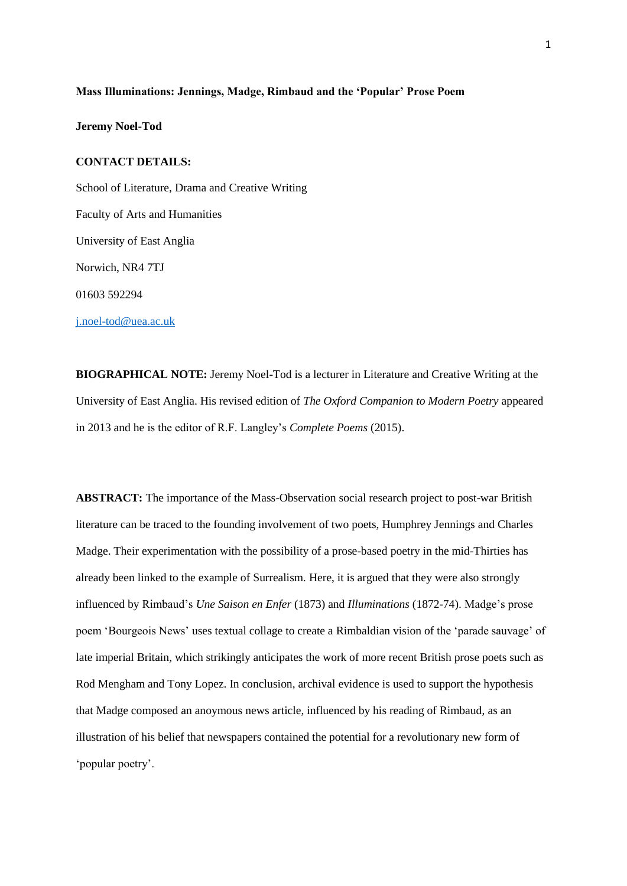**Mass Illuminations: Jennings, Madge, Rimbaud and the 'Popular' Prose Poem**

**Jeremy Noel-Tod**

**CONTACT DETAILS:**

School of Literature, Drama and Creative Writing

Faculty of Arts and Humanities

University of East Anglia

Norwich, NR4 7TJ

01603 592294

j.noel-tod@uea.ac.uk

**BIOGRAPHICAL NOTE:** Jeremy Noel-Tod is a lecturer in Literature and Creative Writing at the University of East Anglia. His revised edition of *The Oxford Companion to Modern Poetry* appeared in 2013 and he is the editor of R.F. Langley's *Complete Poems* (2015).

**ABSTRACT:** The importance of the Mass-Observation social research project to post-war British literature can be traced to the founding involvement of two poets, Humphrey Jennings and Charles Madge. Their experimentation with the possibility of a prose-based poetry in the mid-Thirties has already been linked to the example of Surrealism. Here, it is argued that they were also strongly influenced by Rimbaud's *Une Saison en Enfer* (1873) and *Illuminations* (1872-74). Madge's prose poem 'Bourgeois News' uses textual collage to create a Rimbaldian vision of the 'parade sauvage' of late imperial Britain, which strikingly anticipates the work of more recent British prose poets such as Rod Mengham and Tony Lopez. In conclusion, archival evidence is used to support the hypothesis that Madge composed an anoymous news article, influenced by his reading of Rimbaud, as an illustration of his belief that newspapers contained the potential for a revolutionary new form of 'popular poetry'.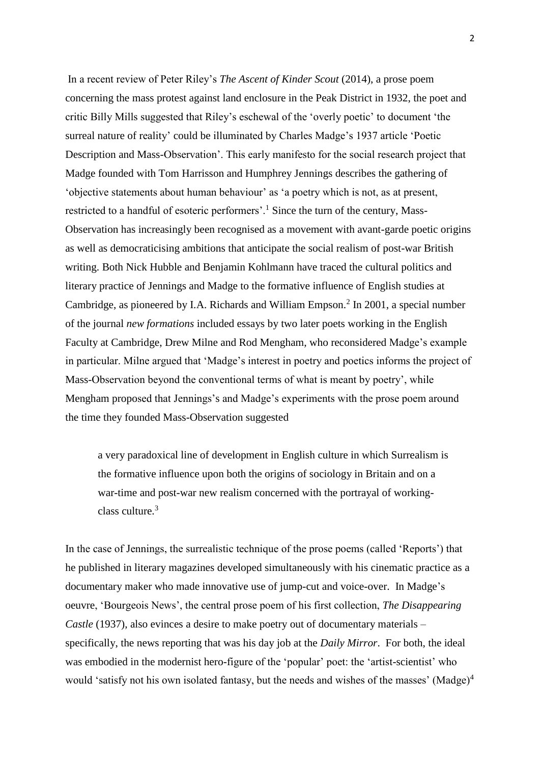In a recent review of Peter Riley's *The Ascent of Kinder Scout* (2014), a prose poem concerning the mass protest against land enclosure in the Peak District in 1932, the poet and critic Billy Mills suggested that Riley's eschewal of the 'overly poetic' to document 'the surreal nature of reality' could be illuminated by Charles Madge's 1937 article 'Poetic Description and Mass-Observation'. This early manifesto for the social research project that Madge founded with Tom Harrisson and Humphrey Jennings describes the gathering of 'objective statements about human behaviour' as 'a poetry which is not, as at present, restricted to a handful of esoteric performers'.[1] Since the turn of the century, Mass-Observation has increasingly been recognised as a movement with avant-garde poetic origins as well as democraticising ambitions that anticipate the social realism of post-war British writing. Both Nick Hubble and Benjamin Kohlmann have traced the cultural politics and literary practice of Jennings and Madge to the formative influence of English studies at Cambridge, as pioneered by I.A. Richards and William Empson.[2] In 2001, a special number of the journal *new formations* included essays by two later poets working in the English Faculty at Cambridge, Drew Milne and Rod Mengham, who reconsidered Madge's example in particular. Milne argued that 'Madge's interest in poetry and poetics informs the project of Mass-Observation beyond the conventional terms of what is meant by poetry', while Mengham proposed that Jennings's and Madge's experiments with the prose poem around the time they founded Mass-Observation suggested

> a very paradoxical line of development in English culture in which Surrealism is the formative influence upon both the origins of sociology in Britain and on a war-time and post-war new realism concerned with the portrayal of working-class culture.[3]

In the case of Jennings, the surrealistic technique of the prose poems (called 'Reports') that he published in literary magazines developed simultaneously with his cinematic practice as a documentary maker who made innovative use of jump-cut and voice-over. In Madge's oeuvre, 'Bourgeois News', the central prose poem of his first collection, *The Disappearing Castle* (1937), also evinces a desire to make poetry out of documentary materials – specifically, the news reporting that was his day job at the *Daily Mirror*. For both, the ideal was embodied in the modernist hero-figure of the 'popular' poet: the 'artist-scientist' who would 'satisfy not his own isolated fantasy, but the needs and wishes of the masses' (Madge)[4]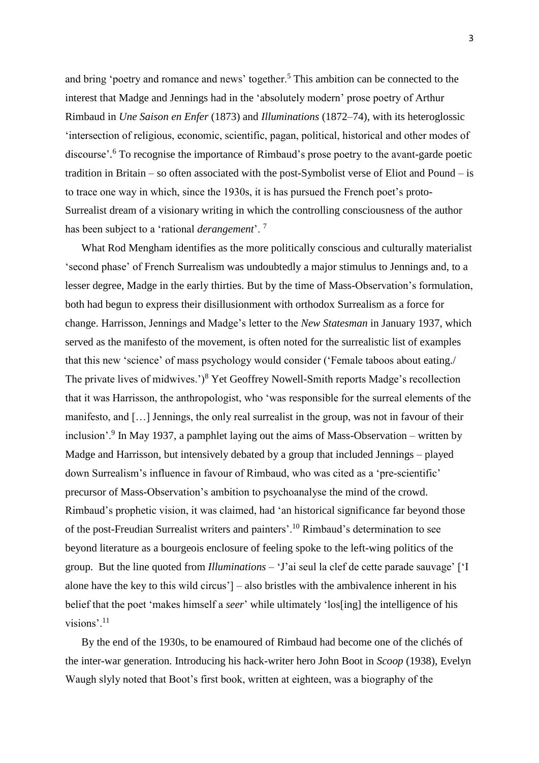and bring 'poetry and romance and news' together.[5] This ambition can be connected to the interest that Madge and Jennings had in the 'absolutely modern' prose poetry of Arthur Rimbaud in *Une Saison en Enfer* (1873) and *Illuminations* (1872–74), with its heteroglossic 'intersection of religious, economic, scientific, pagan, political, historical and other modes of discourse'.[6] To recognise the importance of Rimbaud's prose poetry to the avant-garde poetic tradition in Britain – so often associated with the post-Symbolist verse of Eliot and Pound – is to trace one way in which, since the 1930s, it is has pursued the French poet's proto-Surrealist dream of a visionary writing in which the controlling consciousness of the author has been subject to a 'rational *derangement*'. [7]

What Rod Mengham identifies as the more politically conscious and culturally materialist 'second phase' of French Surrealism was undoubtedly a major stimulus to Jennings and, to a lesser degree, Madge in the early thirties. But by the time of Mass-Observation's formulation, both had begun to express their disillusionment with orthodox Surrealism as a force for change. Harrisson, Jennings and Madge's letter to the *New Statesman* in January 1937, which served as the manifesto of the movement, is often noted for the surrealistic list of examples that this new 'science' of mass psychology would consider ('Female taboos about eating./ The private lives of midwives.')[8] Yet Geoffrey Nowell-Smith reports Madge's recollection that it was Harrisson, the anthropologist, who 'was responsible for the surreal elements of the manifesto, and […] Jennings, the only real surrealist in the group, was not in favour of their inclusion'.[9] In May 1937, a pamphlet laying out the aims of Mass-Observation – written by Madge and Harrisson, but intensively debated by a group that included Jennings – played down Surrealism's influence in favour of Rimbaud, who was cited as a 'pre-scientific' precursor of Mass-Observation's ambition to psychoanalyse the mind of the crowd. Rimbaud's prophetic vision, it was claimed, had 'an historical significance far beyond those of the post-Freudian Surrealist writers and painters'.[10] Rimbaud's determination to see beyond literature as a bourgeois enclosure of feeling spoke to the left-wing politics of the group. But the line quoted from *Illuminations* – 'J'ai seul la clef de cette parade sauvage' ['I alone have the key to this wild circus'] – also bristles with the ambivalence inherent in his belief that the poet 'makes himself a *seer*' while ultimately 'los[ing] the intelligence of his visions'.[11]

By the end of the 1930s, to be enamoured of Rimbaud had become one of the clichés of the inter-war generation. Introducing his hack-writer hero John Boot in *Scoop* (1938), Evelyn Waugh slyly noted that Boot's first book, written at eighteen, was a biography of the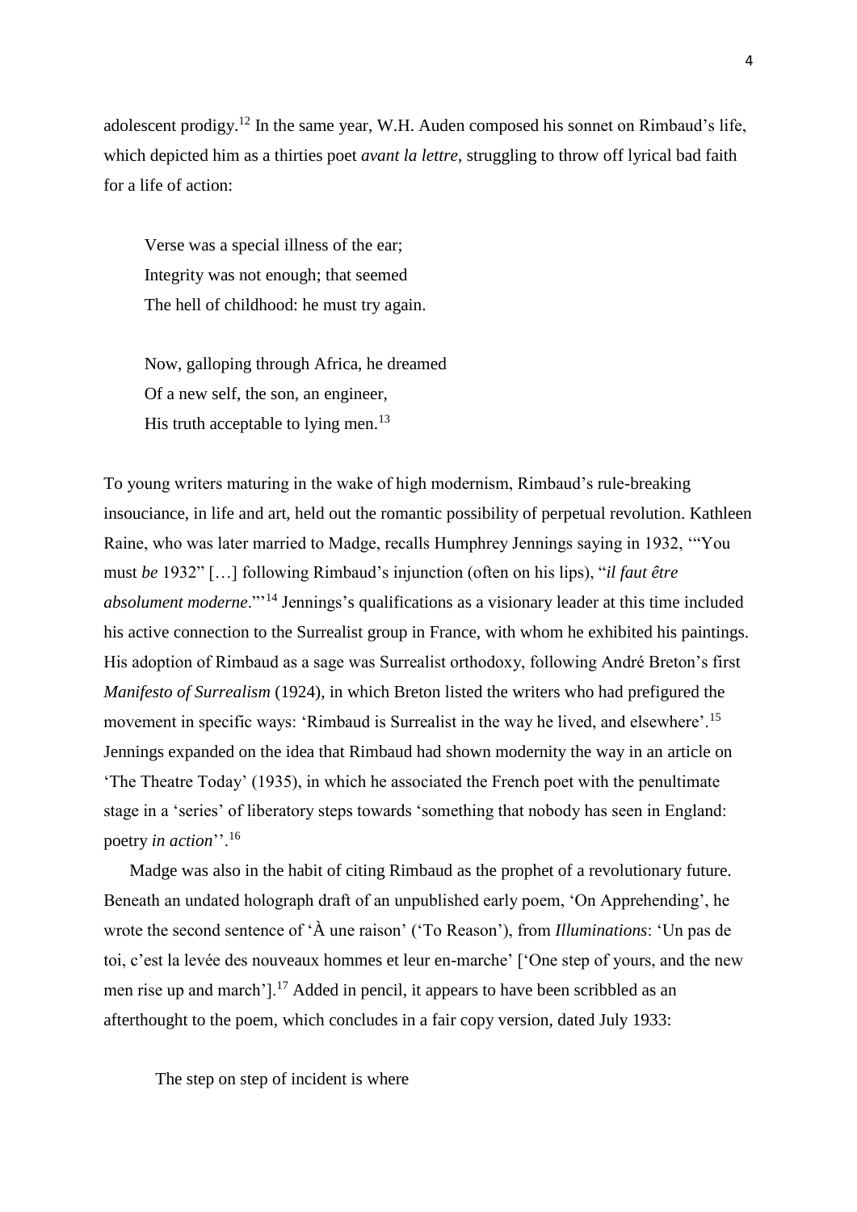adolescent prodigy.[12] In the same year, W.H. Auden composed his sonnet on Rimbaud's life, which depicted him as a thirties poet *avant la lettre*, struggling to throw off lyrical bad faith for a life of action:

> Verse was a special illness of the ear;
> Integrity was not enough; that seemed
> The hell of childhood: he must try again.
>
> Now, galloping through Africa, he dreamed
> Of a new self, the son, an engineer,
> His truth acceptable to lying men.[13]

To young writers maturing in the wake of high modernism, Rimbaud's rule-breaking insouciance, in life and art, held out the romantic possibility of perpetual revolution. Kathleen Raine, who was later married to Madge, recalls Humphrey Jennings saying in 1932, '"You must *be* 1932" […] following Rimbaud's injunction (often on his lips), "*il faut être absolument moderne*."'[14] Jennings's qualifications as a visionary leader at this time included his active connection to the Surrealist group in France, with whom he exhibited his paintings. His adoption of Rimbaud as a sage was Surrealist orthodoxy, following André Breton's first *Manifesto of Surrealism* (1924), in which Breton listed the writers who had prefigured the movement in specific ways: 'Rimbaud is Surrealist in the way he lived, and elsewhere'.[15] Jennings expanded on the idea that Rimbaud had shown modernity the way in an article on 'The Theatre Today' (1935), in which he associated the French poet with the penultimate stage in a 'series' of liberatory steps towards 'something that nobody has seen in England: poetry *in action*''.[16]

Madge was also in the habit of citing Rimbaud as the prophet of a revolutionary future. Beneath an undated holograph draft of an unpublished early poem, 'On Apprehending', he wrote the second sentence of 'À une raison' ('To Reason'), from *Illuminations*: 'Un pas de toi, c'est la levée des nouveaux hommes et leur en-marche' ['One step of yours, and the new men rise up and march'].[17] Added in pencil, it appears to have been scribbled as an afterthought to the poem, which concludes in a fair copy version, dated July 1933:

> The step on step of incident is where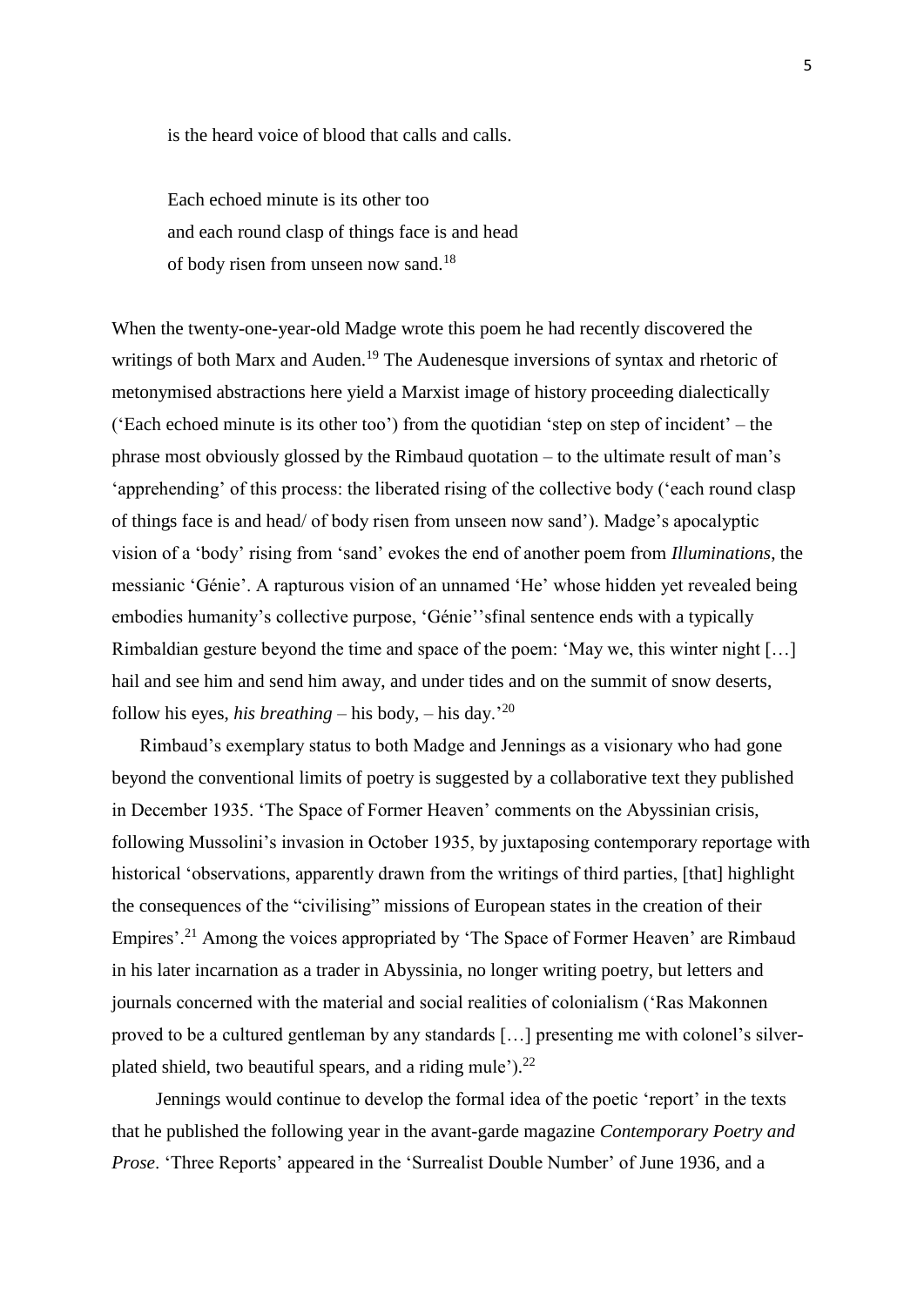is the heard voice of blood that calls and calls.

Each echoed minute is its other too  
and each round clasp of things face is and head  
of body risen from unseen now sand.[18]

When the twenty-one-year-old Madge wrote this poem he had recently discovered the writings of both Marx and Auden.[19] The Audenesque inversions of syntax and rhetoric of metonymised abstractions here yield a Marxist image of history proceeding dialectically ('Each echoed minute is its other too') from the quotidian 'step on step of incident' – the phrase most obviously glossed by the Rimbaud quotation – to the ultimate result of man's 'apprehending' of this process: the liberated rising of the collective body ('each round clasp of things face is and head/ of body risen from unseen now sand'). Madge's apocalyptic vision of a 'body' rising from 'sand' evokes the end of another poem from *Illuminations*, the messianic 'Génie'. A rapturous vision of an unnamed 'He' whose hidden yet revealed being embodies humanity's collective purpose, 'Génie''sfinal sentence ends with a typically Rimbaldian gesture beyond the time and space of the poem: 'May we, this winter night […] hail and see him and send him away, and under tides and on the summit of snow deserts, follow his eyes, *his breathing* – his body, – his day.'[20]

Rimbaud's exemplary status to both Madge and Jennings as a visionary who had gone beyond the conventional limits of poetry is suggested by a collaborative text they published in December 1935. 'The Space of Former Heaven' comments on the Abyssinian crisis, following Mussolini's invasion in October 1935, by juxtaposing contemporary reportage with historical 'observations, apparently drawn from the writings of third parties, [that] highlight the consequences of the "civilising" missions of European states in the creation of their Empires'.[21] Among the voices appropriated by 'The Space of Former Heaven' are Rimbaud in his later incarnation as a trader in Abyssinia, no longer writing poetry, but letters and journals concerned with the material and social realities of colonialism ('Ras Makonnen proved to be a cultured gentleman by any standards […] presenting me with colonel's silver-plated shield, two beautiful spears, and a riding mule').[22]

Jennings would continue to develop the formal idea of the poetic 'report' in the texts that he published the following year in the avant-garde magazine *Contemporary Poetry and Prose*. 'Three Reports' appeared in the 'Surrealist Double Number' of June 1936, and a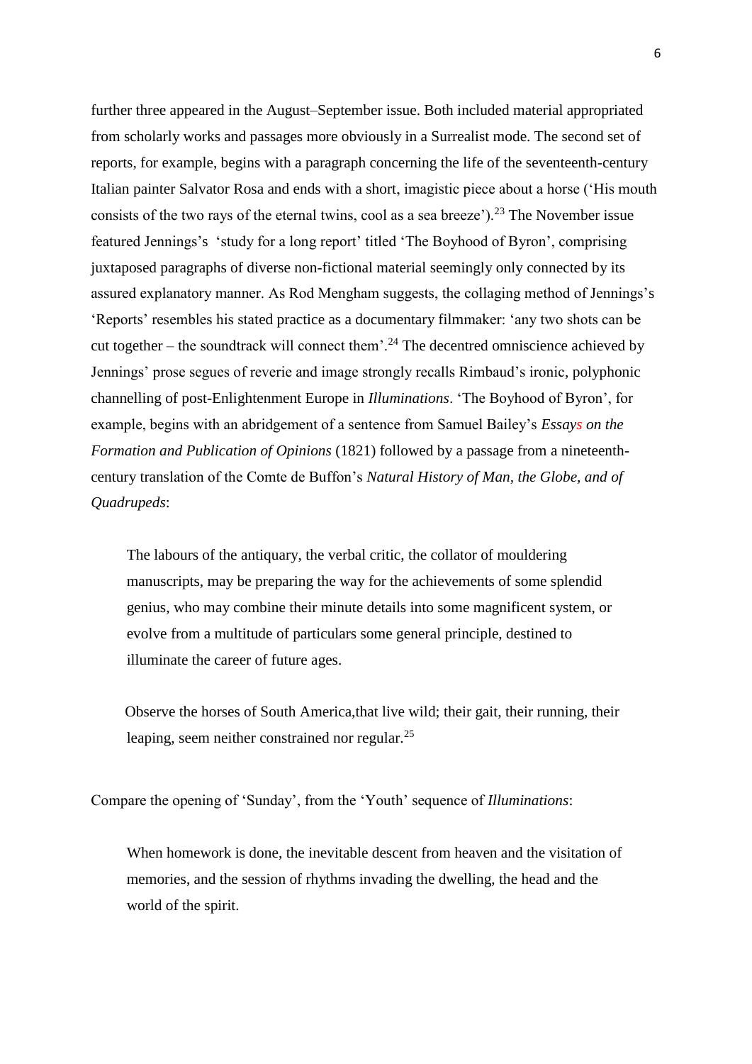further three appeared in the August–September issue. Both included material appropriated from scholarly works and passages more obviously in a Surrealist mode. The second set of reports, for example, begins with a paragraph concerning the life of the seventeenth-century Italian painter Salvator Rosa and ends with a short, imagistic piece about a horse ('His mouth consists of the two rays of the eternal twins, cool as a sea breeze').[23] The November issue featured Jennings's 'study for a long report' titled 'The Boyhood of Byron', comprising juxtaposed paragraphs of diverse non-fictional material seemingly only connected by its assured explanatory manner. As Rod Mengham suggests, the collaging method of Jennings's 'Reports' resembles his stated practice as a documentary filmmaker: 'any two shots can be cut together – the soundtrack will connect them'.[24] The decentred omniscience achieved by Jennings' prose segues of reverie and image strongly recalls Rimbaud's ironic, polyphonic channelling of post-Enlightenment Europe in *Illuminations*. 'The Boyhood of Byron', for example, begins with an abridgement of a sentence from Samuel Bailey's *Essays on the Formation and Publication of Opinions* (1821) followed by a passage from a nineteenth-century translation of the Comte de Buffon's *Natural History of Man, the Globe, and of Quadrupeds*:

> The labours of the antiquary, the verbal critic, the collator of mouldering manuscripts, may be preparing the way for the achievements of some splendid genius, who may combine their minute details into some magnificent system, or evolve from a multitude of particulars some general principle, destined to illuminate the career of future ages.
>
> Observe the horses of South America,that live wild; their gait, their running, their leaping, seem neither constrained nor regular.[25]

Compare the opening of 'Sunday', from the 'Youth' sequence of *Illuminations*:

> When homework is done, the inevitable descent from heaven and the visitation of memories, and the session of rhythms invading the dwelling, the head and the world of the spirit.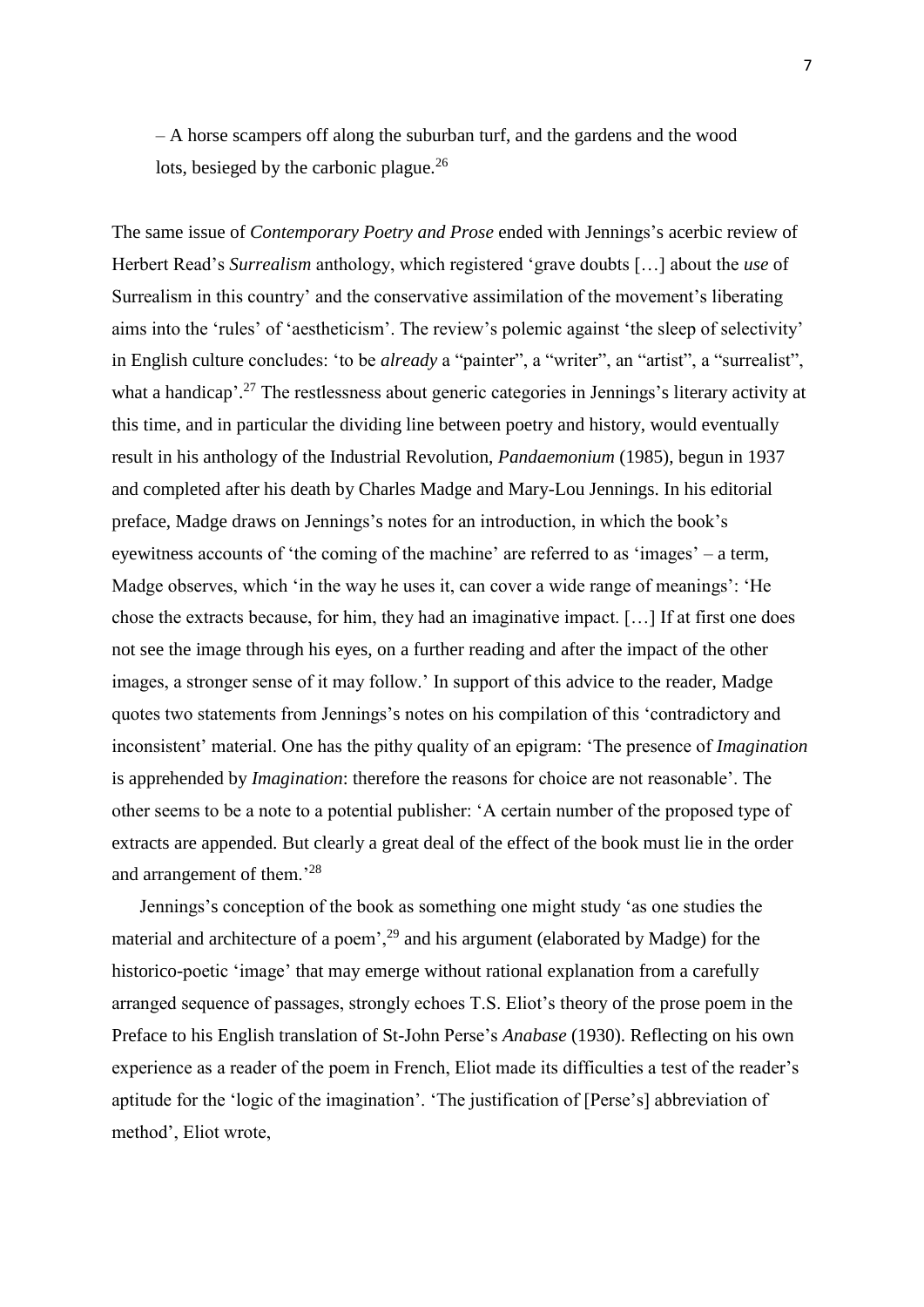– A horse scampers off along the suburban turf, and the gardens and the wood lots, besieged by the carbonic plague.[26]

The same issue of *Contemporary Poetry and Prose* ended with Jennings's acerbic review of Herbert Read's *Surrealism* anthology, which registered 'grave doubts […] about the *use* of Surrealism in this country' and the conservative assimilation of the movement's liberating aims into the 'rules' of 'aestheticism'. The review's polemic against 'the sleep of selectivity' in English culture concludes: 'to be *already* a "painter", a "writer", an "artist", a "surrealist", what a handicap'.[27] The restlessness about generic categories in Jennings's literary activity at this time, and in particular the dividing line between poetry and history, would eventually result in his anthology of the Industrial Revolution, *Pandaemonium* (1985), begun in 1937 and completed after his death by Charles Madge and Mary-Lou Jennings. In his editorial preface, Madge draws on Jennings's notes for an introduction, in which the book's eyewitness accounts of 'the coming of the machine' are referred to as 'images' – a term, Madge observes, which 'in the way he uses it, can cover a wide range of meanings': 'He chose the extracts because, for him, they had an imaginative impact. […] If at first one does not see the image through his eyes, on a further reading and after the impact of the other images, a stronger sense of it may follow.' In support of this advice to the reader, Madge quotes two statements from Jennings's notes on his compilation of this 'contradictory and inconsistent' material. One has the pithy quality of an epigram: 'The presence of *Imagination* is apprehended by *Imagination*: therefore the reasons for choice are not reasonable'. The other seems to be a note to a potential publisher: 'A certain number of the proposed type of extracts are appended. But clearly a great deal of the effect of the book must lie in the order and arrangement of them.'[28]

Jennings's conception of the book as something one might study 'as one studies the material and architecture of a poem',[29] and his argument (elaborated by Madge) for the historico-poetic 'image' that may emerge without rational explanation from a carefully arranged sequence of passages, strongly echoes T.S. Eliot's theory of the prose poem in the Preface to his English translation of St-John Perse's *Anabase* (1930). Reflecting on his own experience as a reader of the poem in French, Eliot made its difficulties a test of the reader's aptitude for the 'logic of the imagination'. 'The justification of [Perse's] abbreviation of method', Eliot wrote,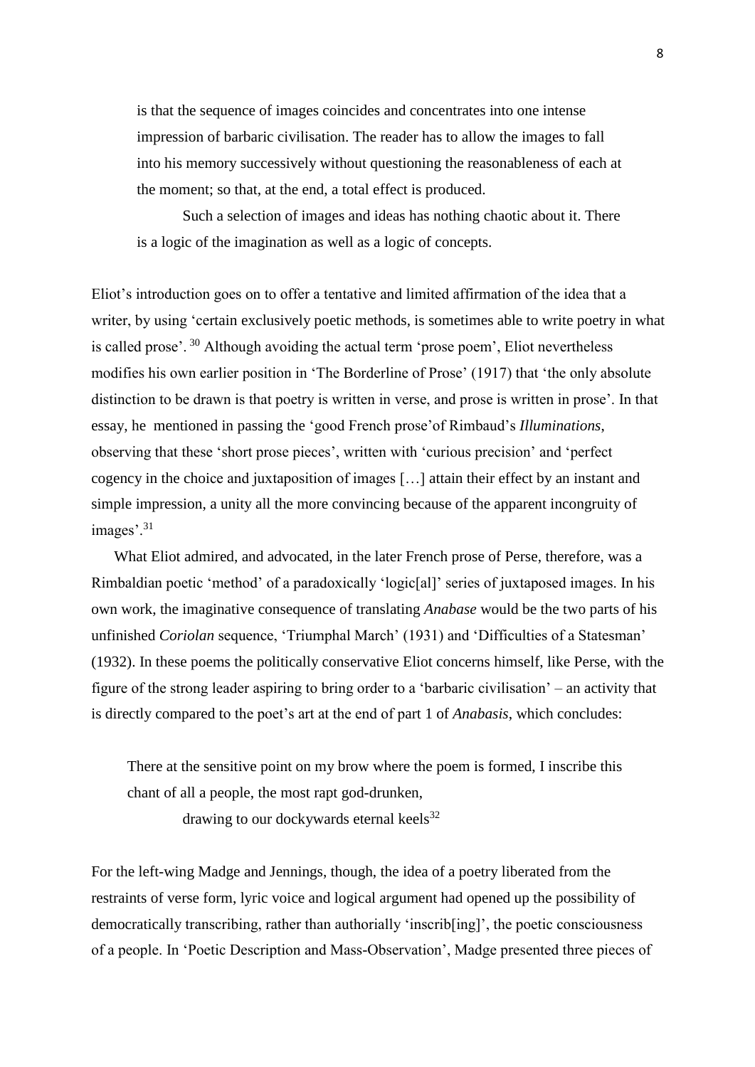> is that the sequence of images coincides and concentrates into one intense impression of barbaric civilisation. The reader has to allow the images to fall into his memory successively without questioning the reasonableness of each at the moment; so that, at the end, a total effect is produced.
>
> Such a selection of images and ideas has nothing chaotic about it. There is a logic of the imagination as well as a logic of concepts.

Eliot's introduction goes on to offer a tentative and limited affirmation of the idea that a writer, by using 'certain exclusively poetic methods, is sometimes able to write poetry in what is called prose'. [30] Although avoiding the actual term 'prose poem', Eliot nevertheless modifies his own earlier position in 'The Borderline of Prose' (1917) that 'the only absolute distinction to be drawn is that poetry is written in verse, and prose is written in prose'. In that essay, he mentioned in passing the 'good French prose'of Rimbaud's *Illuminations*, observing that these 'short prose pieces', written with 'curious precision' and 'perfect cogency in the choice and juxtaposition of images […] attain their effect by an instant and simple impression, a unity all the more convincing because of the apparent incongruity of images'.[31]

What Eliot admired, and advocated, in the later French prose of Perse, therefore, was a Rimbaldian poetic 'method' of a paradoxically 'logic[al]' series of juxtaposed images. In his own work, the imaginative consequence of translating *Anabase* would be the two parts of his unfinished *Coriolan* sequence, 'Triumphal March' (1931) and 'Difficulties of a Statesman' (1932). In these poems the politically conservative Eliot concerns himself, like Perse, with the figure of the strong leader aspiring to bring order to a 'barbaric civilisation' – an activity that is directly compared to the poet's art at the end of part 1 of *Anabasis*, which concludes:

> There at the sensitive point on my brow where the poem is formed, I inscribe this chant of all a people, the most rapt god-drunken,
>
> drawing to our dockywards eternal keels[32]

For the left-wing Madge and Jennings, though, the idea of a poetry liberated from the restraints of verse form, lyric voice and logical argument had opened up the possibility of democratically transcribing, rather than authorially 'inscrib[ing]', the poetic consciousness of a people. In 'Poetic Description and Mass-Observation', Madge presented three pieces of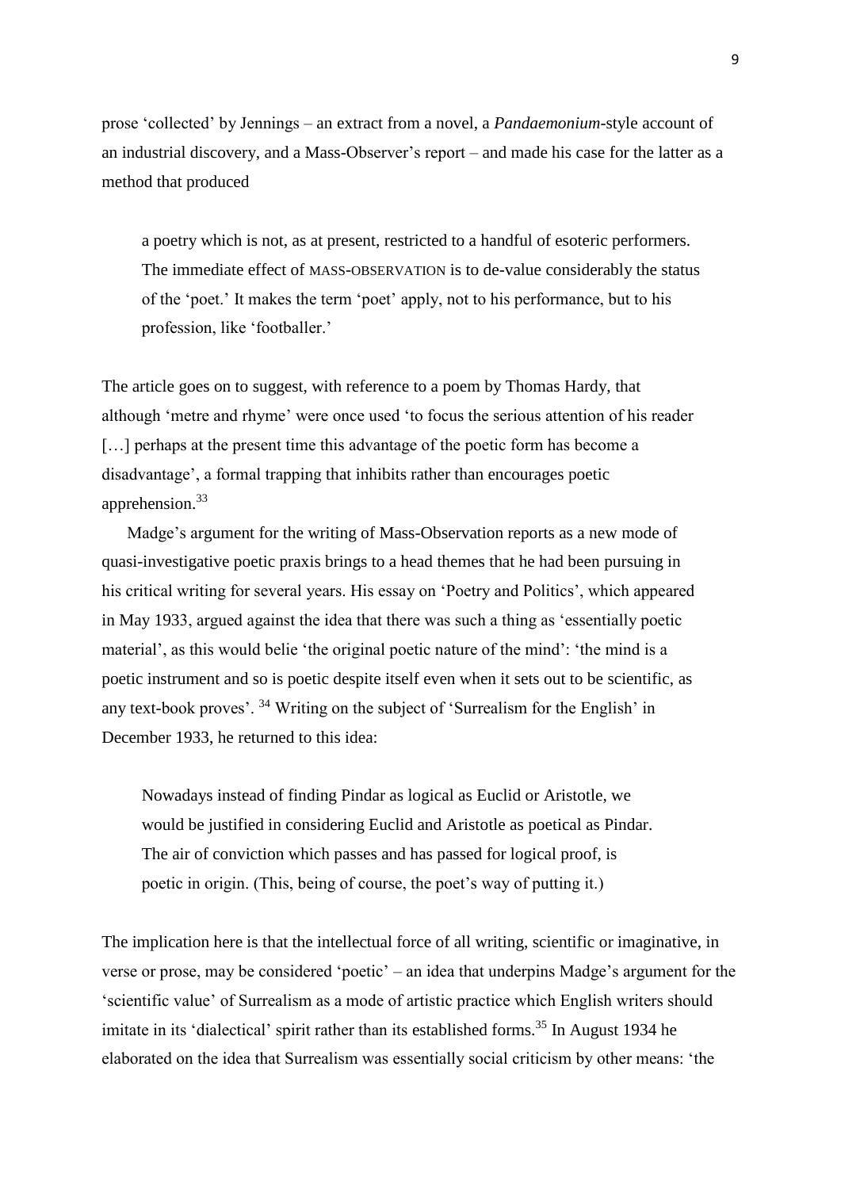prose 'collected' by Jennings – an extract from a novel, a *Pandaemonium*-style account of an industrial discovery, and a Mass-Observer's report – and made his case for the latter as a method that produced

> a poetry which is not, as at present, restricted to a handful of esoteric performers. The immediate effect of MASS-OBSERVATION is to de-value considerably the status of the 'poet.' It makes the term 'poet' apply, not to his performance, but to his profession, like 'footballer.'

The article goes on to suggest, with reference to a poem by Thomas Hardy, that although 'metre and rhyme' were once used 'to focus the serious attention of his reader […] perhaps at the present time this advantage of the poetic form has become a disadvantage', a formal trapping that inhibits rather than encourages poetic apprehension.[33]

Madge's argument for the writing of Mass-Observation reports as a new mode of quasi-investigative poetic praxis brings to a head themes that he had been pursuing in his critical writing for several years. His essay on 'Poetry and Politics', which appeared in May 1933, argued against the idea that there was such a thing as 'essentially poetic material', as this would belie 'the original poetic nature of the mind': 'the mind is a poetic instrument and so is poetic despite itself even when it sets out to be scientific, as any text-book proves'. [34] Writing on the subject of 'Surrealism for the English' in December 1933, he returned to this idea:

> Nowadays instead of finding Pindar as logical as Euclid or Aristotle, we would be justified in considering Euclid and Aristotle as poetical as Pindar. The air of conviction which passes and has passed for logical proof, is poetic in origin. (This, being of course, the poet's way of putting it.)

The implication here is that the intellectual force of all writing, scientific or imaginative, in verse or prose, may be considered 'poetic' – an idea that underpins Madge's argument for the 'scientific value' of Surrealism as a mode of artistic practice which English writers should imitate in its 'dialectical' spirit rather than its established forms.[35] In August 1934 he elaborated on the idea that Surrealism was essentially social criticism by other means: 'the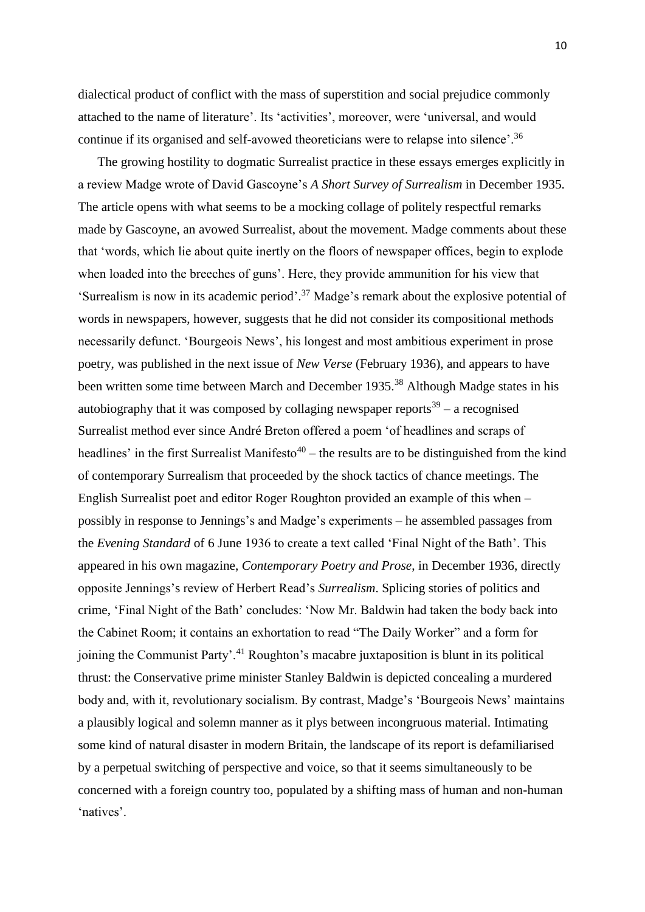dialectical product of conflict with the mass of superstition and social prejudice commonly attached to the name of literature'. Its 'activities', moreover, were 'universal, and would continue if its organised and self-avowed theoreticians were to relapse into silence'.[36]

The growing hostility to dogmatic Surrealist practice in these essays emerges explicitly in a review Madge wrote of David Gascoyne's *A Short Survey of Surrealism* in December 1935. The article opens with what seems to be a mocking collage of politely respectful remarks made by Gascoyne, an avowed Surrealist, about the movement. Madge comments about these that 'words, which lie about quite inertly on the floors of newspaper offices, begin to explode when loaded into the breeches of guns'. Here, they provide ammunition for his view that 'Surrealism is now in its academic period'.[37] Madge's remark about the explosive potential of words in newspapers, however, suggests that he did not consider its compositional methods necessarily defunct. 'Bourgeois News', his longest and most ambitious experiment in prose poetry, was published in the next issue of *New Verse* (February 1936), and appears to have been written some time between March and December 1935.[38] Although Madge states in his autobiography that it was composed by collaging newspaper reports[39] – a recognised Surrealist method ever since André Breton offered a poem 'of headlines and scraps of headlines' in the first Surrealist Manifesto[40] – the results are to be distinguished from the kind of contemporary Surrealism that proceeded by the shock tactics of chance meetings. The English Surrealist poet and editor Roger Roughton provided an example of this when – possibly in response to Jennings's and Madge's experiments – he assembled passages from the *Evening Standard* of 6 June 1936 to create a text called 'Final Night of the Bath'. This appeared in his own magazine, *Contemporary Poetry and Prose*, in December 1936, directly opposite Jennings's review of Herbert Read's *Surrealism*. Splicing stories of politics and crime, 'Final Night of the Bath' concludes: 'Now Mr. Baldwin had taken the body back into the Cabinet Room; it contains an exhortation to read "The Daily Worker" and a form for joining the Communist Party'.[41] Roughton's macabre juxtaposition is blunt in its political thrust: the Conservative prime minister Stanley Baldwin is depicted concealing a murdered body and, with it, revolutionary socialism. By contrast, Madge's 'Bourgeois News' maintains a plausibly logical and solemn manner as it plys between incongruous material. Intimating some kind of natural disaster in modern Britain, the landscape of its report is defamiliarised by a perpetual switching of perspective and voice, so that it seems simultaneously to be concerned with a foreign country too, populated by a shifting mass of human and non-human 'natives'.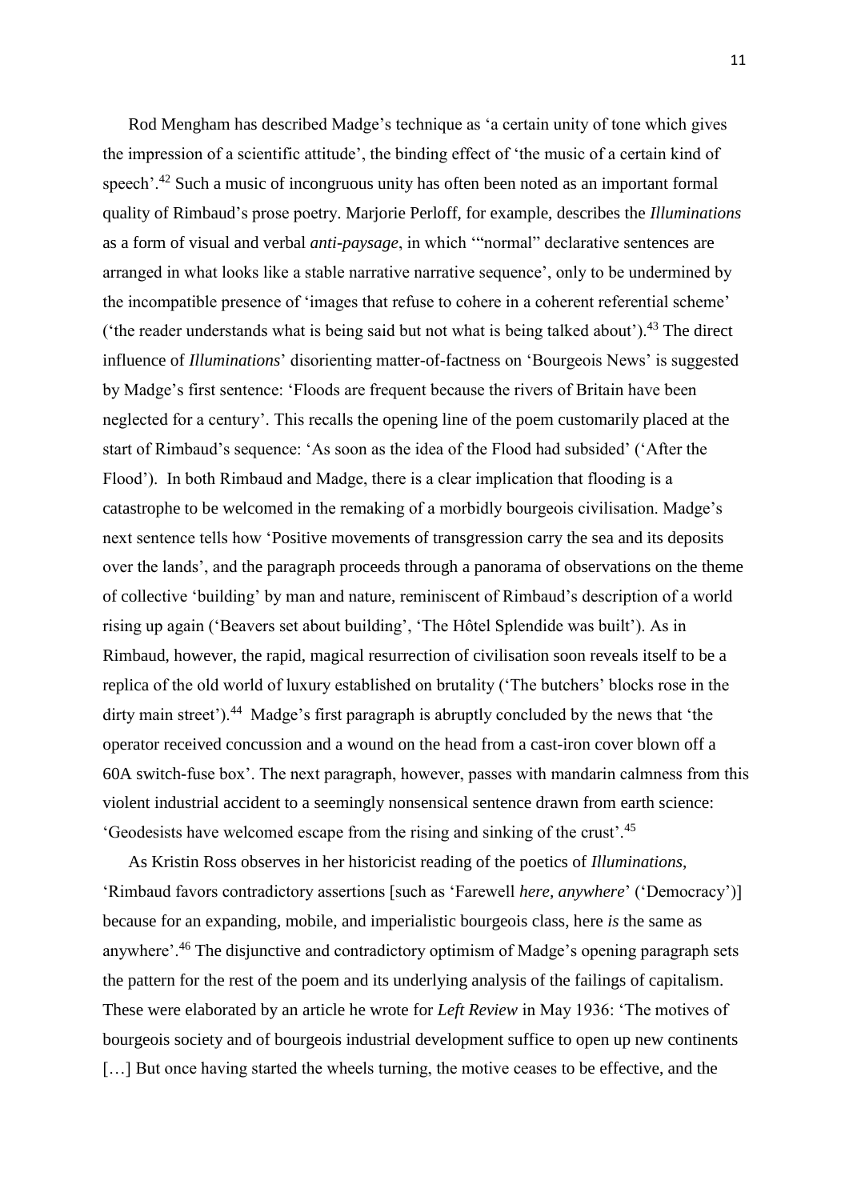Rod Mengham has described Madge's technique as 'a certain unity of tone which gives the impression of a scientific attitude', the binding effect of 'the music of a certain kind of speech'.[42] Such a music of incongruous unity has often been noted as an important formal quality of Rimbaud's prose poetry. Marjorie Perloff, for example, describes the *Illuminations* as a form of visual and verbal *anti-paysage*, in which '"normal" declarative sentences are arranged in what looks like a stable narrative narrative sequence', only to be undermined by the incompatible presence of 'images that refuse to cohere in a coherent referential scheme' ('the reader understands what is being said but not what is being talked about').[43] The direct influence of *Illuminations*' disorienting matter-of-factness on 'Bourgeois News' is suggested by Madge's first sentence: 'Floods are frequent because the rivers of Britain have been neglected for a century'. This recalls the opening line of the poem customarily placed at the start of Rimbaud's sequence: 'As soon as the idea of the Flood had subsided' ('After the Flood'). In both Rimbaud and Madge, there is a clear implication that flooding is a catastrophe to be welcomed in the remaking of a morbidly bourgeois civilisation. Madge's next sentence tells how 'Positive movements of transgression carry the sea and its deposits over the lands', and the paragraph proceeds through a panorama of observations on the theme of collective 'building' by man and nature, reminiscent of Rimbaud's description of a world rising up again ('Beavers set about building', 'The Hôtel Splendide was built'). As in Rimbaud, however, the rapid, magical resurrection of civilisation soon reveals itself to be a replica of the old world of luxury established on brutality ('The butchers' blocks rose in the dirty main street').[44] Madge's first paragraph is abruptly concluded by the news that 'the operator received concussion and a wound on the head from a cast-iron cover blown off a 60A switch-fuse box'. The next paragraph, however, passes with mandarin calmness from this violent industrial accident to a seemingly nonsensical sentence drawn from earth science: 'Geodesists have welcomed escape from the rising and sinking of the crust'.[45]

As Kristin Ross observes in her historicist reading of the poetics of *Illuminations*, 'Rimbaud favors contradictory assertions [such as 'Farewell *here, anywhere*' ('Democracy')] because for an expanding, mobile, and imperialistic bourgeois class, here *is* the same as anywhere'.[46] The disjunctive and contradictory optimism of Madge's opening paragraph sets the pattern for the rest of the poem and its underlying analysis of the failings of capitalism. These were elaborated by an article he wrote for *Left Review* in May 1936: 'The motives of bourgeois society and of bourgeois industrial development suffice to open up new continents […] But once having started the wheels turning, the motive ceases to be effective, and the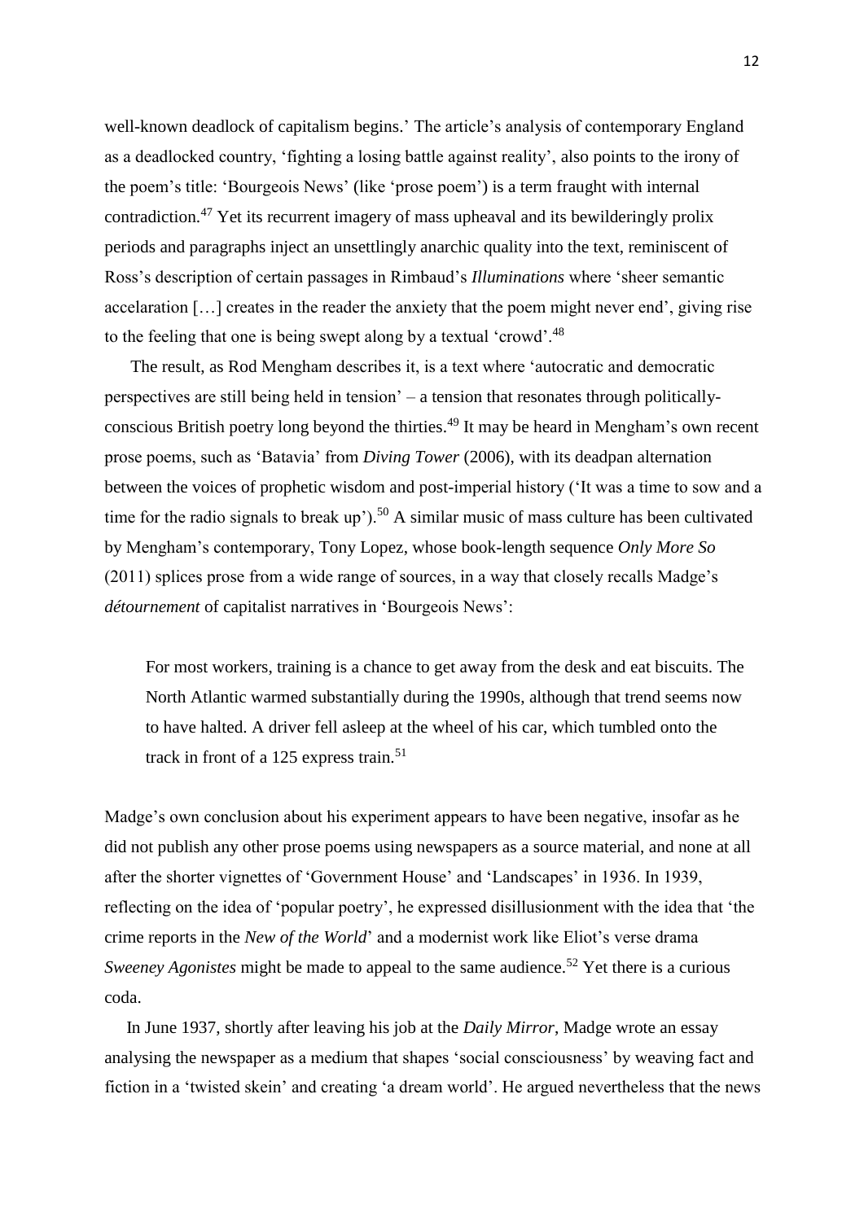well-known deadlock of capitalism begins.' The article's analysis of contemporary England as a deadlocked country, 'fighting a losing battle against reality', also points to the irony of the poem's title: 'Bourgeois News' (like 'prose poem') is a term fraught with internal contradiction.[47] Yet its recurrent imagery of mass upheaval and its bewilderingly prolix periods and paragraphs inject an unsettlingly anarchic quality into the text, reminiscent of Ross's description of certain passages in Rimbaud's *Illuminations* where 'sheer semantic accelaration […] creates in the reader the anxiety that the poem might never end', giving rise to the feeling that one is being swept along by a textual 'crowd'.[48]

The result, as Rod Mengham describes it, is a text where 'autocratic and democratic perspectives are still being held in tension' – a tension that resonates through politically-conscious British poetry long beyond the thirties.[49] It may be heard in Mengham's own recent prose poems, such as 'Batavia' from *Diving Tower* (2006), with its deadpan alternation between the voices of prophetic wisdom and post-imperial history ('It was a time to sow and a time for the radio signals to break up').[50] A similar music of mass culture has been cultivated by Mengham's contemporary, Tony Lopez, whose book-length sequence *Only More So* (2011) splices prose from a wide range of sources, in a way that closely recalls Madge's *détournement* of capitalist narratives in 'Bourgeois News':

> For most workers, training is a chance to get away from the desk and eat biscuits. The North Atlantic warmed substantially during the 1990s, although that trend seems now to have halted. A driver fell asleep at the wheel of his car, which tumbled onto the track in front of a 125 express train.[51]

Madge's own conclusion about his experiment appears to have been negative, insofar as he did not publish any other prose poems using newspapers as a source material, and none at all after the shorter vignettes of 'Government House' and 'Landscapes' in 1936. In 1939, reflecting on the idea of 'popular poetry', he expressed disillusionment with the idea that 'the crime reports in the *New of the World*' and a modernist work like Eliot's verse drama *Sweeney Agonistes* might be made to appeal to the same audience.[52] Yet there is a curious coda.

In June 1937, shortly after leaving his job at the *Daily Mirror*, Madge wrote an essay analysing the newspaper as a medium that shapes 'social consciousness' by weaving fact and fiction in a 'twisted skein' and creating 'a dream world'. He argued nevertheless that the news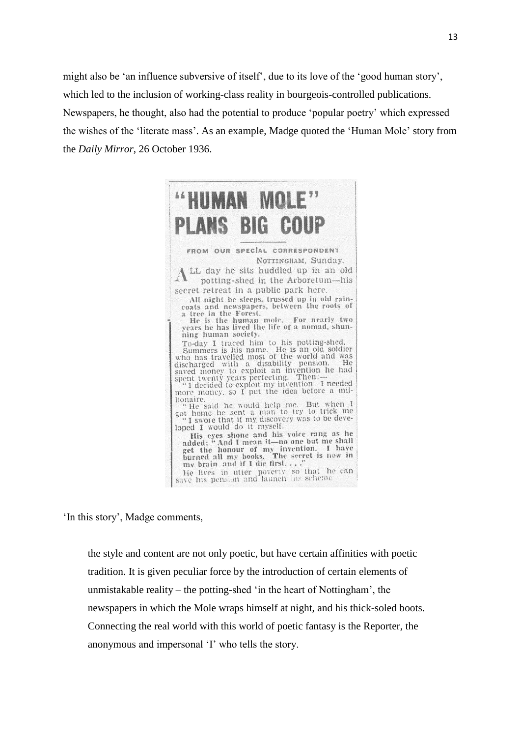might also be 'an influence subversive of itself', due to its love of the 'good human story', which led to the inclusion of working-class reality in bourgeois-controlled publications. Newspapers, he thought, also had the potential to produce 'popular poetry' which expressed the wishes of the 'literate mass'. As an example, Madge quoted the 'Human Mole' story from the *Daily Mirror*, 26 October 1936.

## "HUMAN MOLE" PLANS BIG COUP

FROM OUR SPECIAL CORRESPONDENT

NOTTINGHAM, Sunday.

ALL day he sits huddled up in an old potting-shed in the Arboretum—his secret retreat in a public park here.

All night he sleeps, trussed up in old raincoats and newspapers, between the roots of a tree in the Forest.

He is the human mole. For nearly two years he has lived the life of a nomad, shunning human society.

To-day I traced him to his potting-shed.

Summers is his name. He is an old soldier who has travelled most of the world and was discharged with a disability pension. He saved money to exploit an invention he had spent twenty years perfecting. Then:—

"I decided to exploit my invention. I needed more money, so I put the idea before a millionaire.

"He said he would help me. But when I got home he sent a man to try to trick me

"I swore that if my discovery was to be developed I would do it myself.

**His eyes shone and his voice rang as he added: "And I mean it—no one but me shall get the honour of my invention. I have burned all my books. The secret is now in my brain and if I die first. . . ."**

He lives in utter poverty so that he can save his pension and launch his scheme

'In this story', Madge comments,

> the style and content are not only poetic, but have certain affinities with poetic tradition. It is given peculiar force by the introduction of certain elements of unmistakable reality – the potting-shed 'in the heart of Nottingham', the newspapers in which the Mole wraps himself at night, and his thick-soled boots. Connecting the real world with this world of poetic fantasy is the Reporter, the anonymous and impersonal 'I' who tells the story.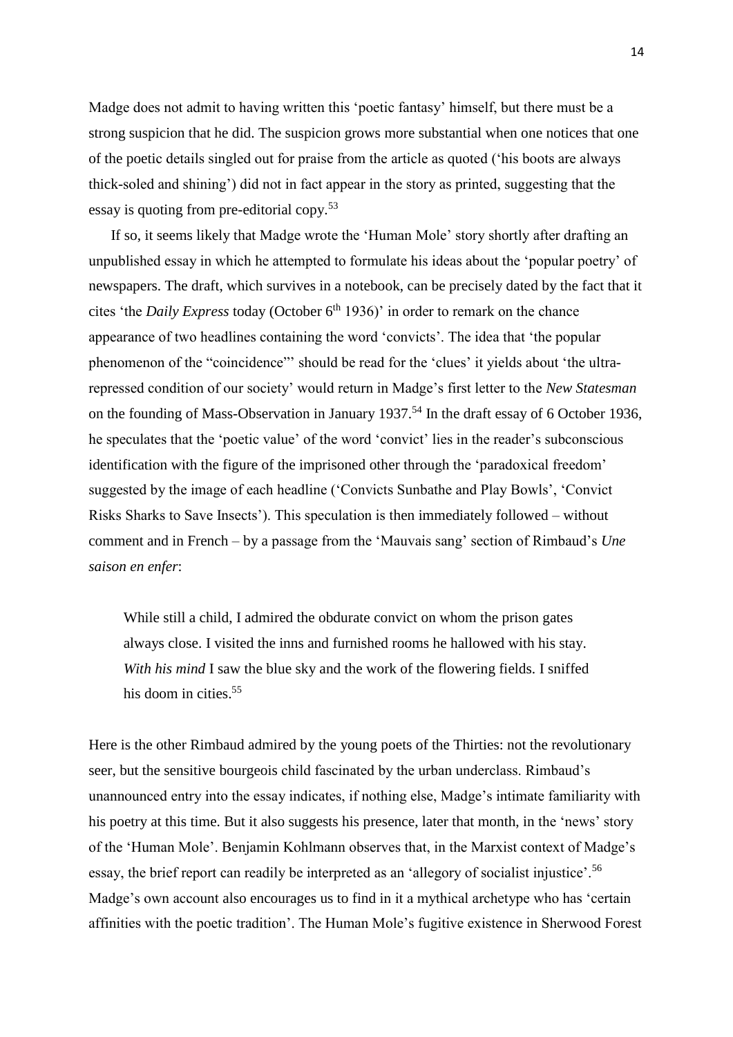Madge does not admit to having written this 'poetic fantasy' himself, but there must be a strong suspicion that he did. The suspicion grows more substantial when one notices that one of the poetic details singled out for praise from the article as quoted ('his boots are always thick-soled and shining') did not in fact appear in the story as printed, suggesting that the essay is quoting from pre-editorial copy.[53]

If so, it seems likely that Madge wrote the 'Human Mole' story shortly after drafting an unpublished essay in which he attempted to formulate his ideas about the 'popular poetry' of newspapers. The draft, which survives in a notebook, can be precisely dated by the fact that it cites 'the *Daily Express* today (October 6th 1936)' in order to remark on the chance appearance of two headlines containing the word 'convicts'. The idea that 'the popular phenomenon of the "coincidence"' should be read for the 'clues' it yields about 'the ultra-repressed condition of our society' would return in Madge's first letter to the *New Statesman* on the founding of Mass-Observation in January 1937.[54] In the draft essay of 6 October 1936, he speculates that the 'poetic value' of the word 'convict' lies in the reader's subconscious identification with the figure of the imprisoned other through the 'paradoxical freedom' suggested by the image of each headline ('Convicts Sunbathe and Play Bowls', 'Convict Risks Sharks to Save Insects'). This speculation is then immediately followed – without comment and in French – by a passage from the 'Mauvais sang' section of Rimbaud's *Une saison en enfer*:

> While still a child, I admired the obdurate convict on whom the prison gates always close. I visited the inns and furnished rooms he hallowed with his stay. *With his mind* I saw the blue sky and the work of the flowering fields. I sniffed his doom in cities.[55]

Here is the other Rimbaud admired by the young poets of the Thirties: not the revolutionary seer, but the sensitive bourgeois child fascinated by the urban underclass. Rimbaud's unannounced entry into the essay indicates, if nothing else, Madge's intimate familiarity with his poetry at this time. But it also suggests his presence, later that month, in the 'news' story of the 'Human Mole'. Benjamin Kohlmann observes that, in the Marxist context of Madge's essay, the brief report can readily be interpreted as an 'allegory of socialist injustice'.[56] Madge's own account also encourages us to find in it a mythical archetype who has 'certain affinities with the poetic tradition'. The Human Mole's fugitive existence in Sherwood Forest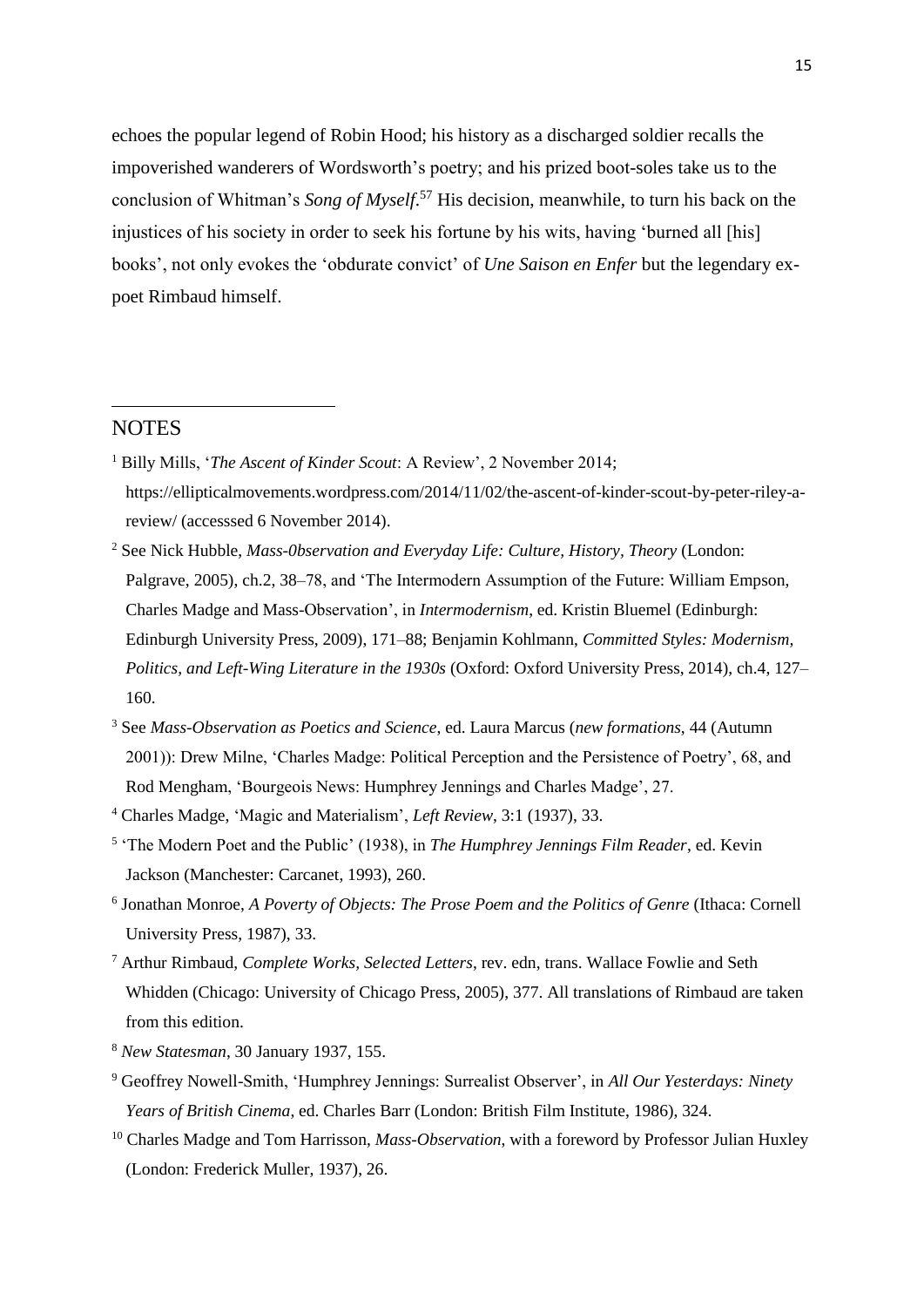echoes the popular legend of Robin Hood; his history as a discharged soldier recalls the impoverished wanderers of Wordsworth's poetry; and his prized boot-soles take us to the conclusion of Whitman's *Song of Myself*.[57] His decision, meanwhile, to turn his back on the injustices of his society in order to seek his fortune by his wits, having 'burned all [his] books', not only evokes the 'obdurate convict' of *Une Saison en Enfer* but the legendary ex-poet Rimbaud himself.

---

## NOTES

[1] Billy Mills, '*The Ascent of Kinder Scout*: A Review', 2 November 2014; https://ellipticalmovements.wordpress.com/2014/11/02/the-ascent-of-kinder-scout-by-peter-riley-a-review/ (accesssed 6 November 2014).

[2] See Nick Hubble, *Mass-0bservation and Everyday Life: Culture, History, Theory* (London: Palgrave, 2005), ch.2, 38–78, and 'The Intermodern Assumption of the Future: William Empson, Charles Madge and Mass-Observation', in *Intermodernism*, ed. Kristin Bluemel (Edinburgh: Edinburgh University Press, 2009), 171–88; Benjamin Kohlmann, *Committed Styles: Modernism, Politics, and Left-Wing Literature in the 1930s* (Oxford: Oxford University Press, 2014), ch.4, 127–160.

[3] See *Mass-Observation as Poetics and Science*, ed. Laura Marcus (*new formations*, 44 (Autumn 2001)): Drew Milne, 'Charles Madge: Political Perception and the Persistence of Poetry', 68, and Rod Mengham, 'Bourgeois News: Humphrey Jennings and Charles Madge', 27.

[4] Charles Madge, 'Magic and Materialism', *Left Review*, 3:1 (1937), 33.

[5] 'The Modern Poet and the Public' (1938), in *The Humphrey Jennings Film Reader*, ed. Kevin Jackson (Manchester: Carcanet, 1993), 260.

[6] Jonathan Monroe, *A Poverty of Objects: The Prose Poem and the Politics of Genre* (Ithaca: Cornell University Press, 1987), 33.

[7] Arthur Rimbaud, *Complete Works, Selected Letters*, rev. edn, trans. Wallace Fowlie and Seth Whidden (Chicago: University of Chicago Press, 2005), 377. All translations of Rimbaud are taken from this edition.

[8] *New Statesman*, 30 January 1937, 155.

[9] Geoffrey Nowell-Smith, 'Humphrey Jennings: Surrealist Observer', in *All Our Yesterdays: Ninety Years of British Cinema*, ed. Charles Barr (London: British Film Institute, 1986), 324.

[10] Charles Madge and Tom Harrisson, *Mass-Observation*, with a foreword by Professor Julian Huxley (London: Frederick Muller, 1937), 26.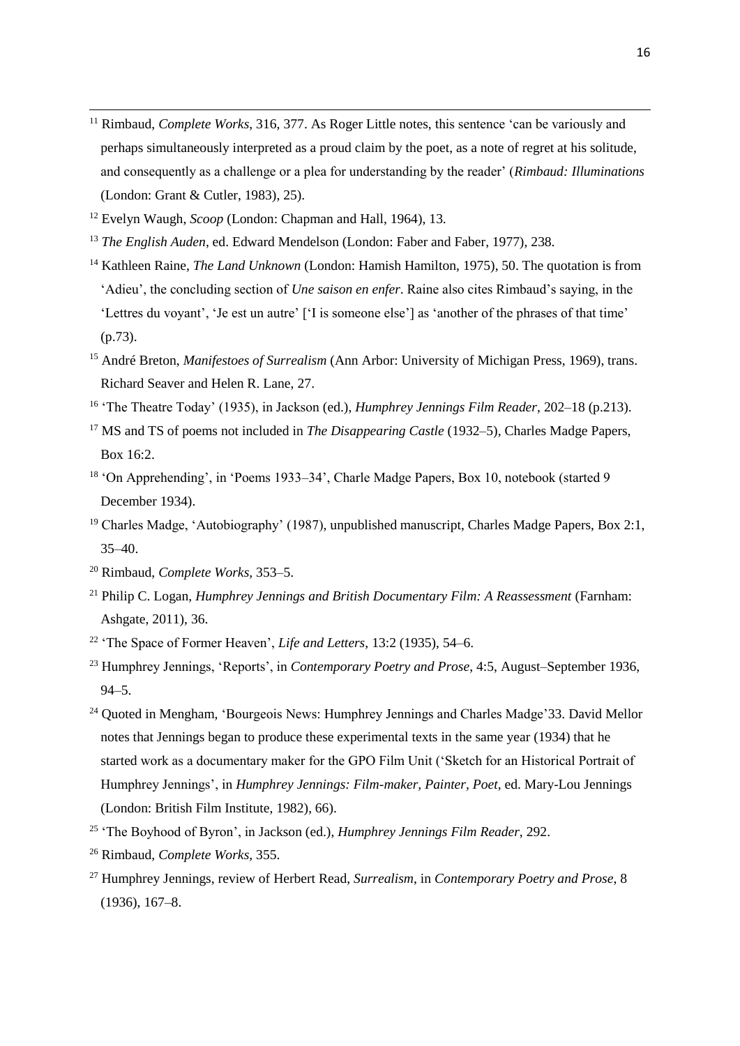[11] Rimbaud, *Complete Works*, 316, 377. As Roger Little notes, this sentence 'can be variously and perhaps simultaneously interpreted as a proud claim by the poet, as a note of regret at his solitude, and consequently as a challenge or a plea for understanding by the reader' (*Rimbaud: Illuminations* (London: Grant & Cutler, 1983), 25).

[12] Evelyn Waugh, *Scoop* (London: Chapman and Hall, 1964), 13.

[13] *The English Auden*, ed. Edward Mendelson (London: Faber and Faber, 1977), 238.

[14] Kathleen Raine, *The Land Unknown* (London: Hamish Hamilton, 1975), 50. The quotation is from 'Adieu', the concluding section of *Une saison en enfer*. Raine also cites Rimbaud's saying, in the 'Lettres du voyant', 'Je est un autre' ['I is someone else'] as 'another of the phrases of that time' (p.73).

[15] André Breton, *Manifestoes of Surrealism* (Ann Arbor: University of Michigan Press, 1969), trans. Richard Seaver and Helen R. Lane, 27.

[16] 'The Theatre Today' (1935), in Jackson (ed.), *Humphrey Jennings Film Reader*, 202–18 (p.213).

[17] MS and TS of poems not included in *The Disappearing Castle* (1932–5), Charles Madge Papers, Box 16:2.

[18] 'On Apprehending', in 'Poems 1933–34', Charle Madge Papers, Box 10, notebook (started 9 December 1934).

[19] Charles Madge, 'Autobiography' (1987), unpublished manuscript, Charles Madge Papers, Box 2:1, 35–40.

[20] Rimbaud, *Complete Works*, 353–5.

[21] Philip C. Logan, *Humphrey Jennings and British Documentary Film: A Reassessment* (Farnham: Ashgate, 2011), 36.

[22] 'The Space of Former Heaven', *Life and Letters*, 13:2 (1935), 54–6.

[23] Humphrey Jennings, 'Reports', in *Contemporary Poetry and Prose*, 4:5, August–September 1936, 94–5.

[24] Quoted in Mengham, 'Bourgeois News: Humphrey Jennings and Charles Madge'33. David Mellor notes that Jennings began to produce these experimental texts in the same year (1934) that he started work as a documentary maker for the GPO Film Unit ('Sketch for an Historical Portrait of Humphrey Jennings', in *Humphrey Jennings: Film-maker, Painter, Poet*, ed. Mary-Lou Jennings (London: British Film Institute, 1982), 66).

[25] 'The Boyhood of Byron', in Jackson (ed.), *Humphrey Jennings Film Reader*, 292.

[26] Rimbaud, *Complete Works*, 355.

[27] Humphrey Jennings, review of Herbert Read, *Surrealism*, in *Contemporary Poetry and Prose*, 8 (1936), 167–8.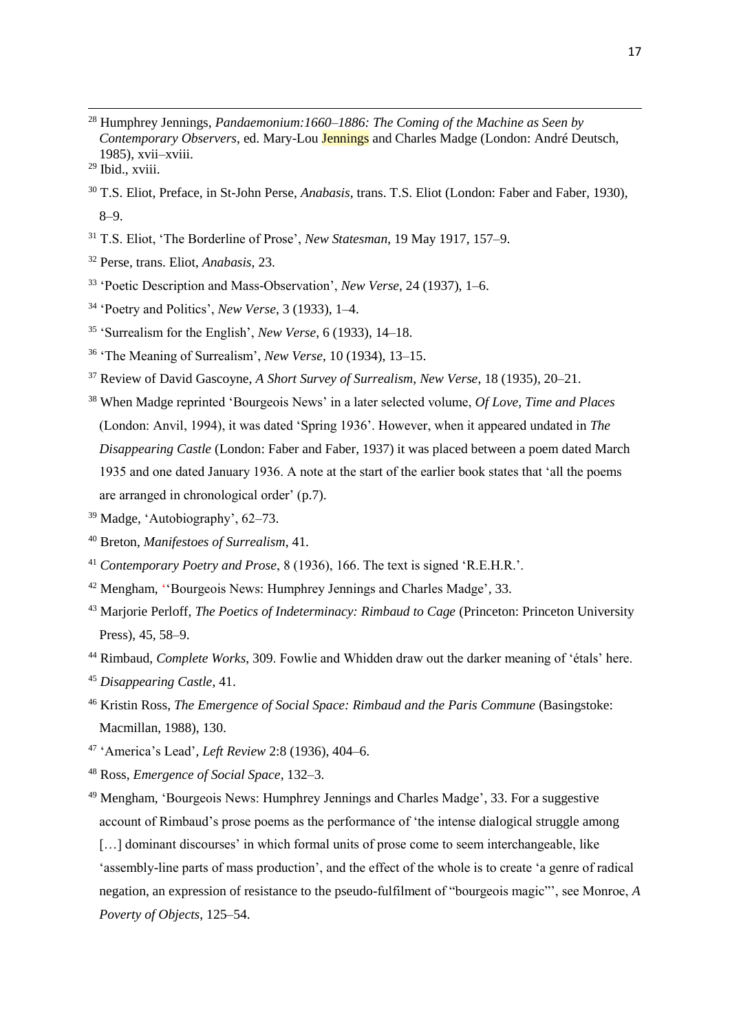[28] Humphrey Jennings, *Pandaemonium:1660–1886: The Coming of the Machine as Seen by Contemporary Observers*, ed. Mary-Lou Jennings and Charles Madge (London: André Deutsch, 1985), xvii–xviii.

[29] Ibid., xviii.

[30] T.S. Eliot, Preface, in St-John Perse, *Anabasis*, trans. T.S. Eliot (London: Faber and Faber, 1930), 8–9.

[31] T.S. Eliot, 'The Borderline of Prose', *New Statesman*, 19 May 1917, 157–9.

[32] Perse, trans. Eliot, *Anabasis*, 23.

[33] 'Poetic Description and Mass-Observation', *New Verse*, 24 (1937), 1–6.

[34] 'Poetry and Politics', *New Verse*, 3 (1933), 1–4.

[35] 'Surrealism for the English', *New Verse*, 6 (1933), 14–18.

[36] 'The Meaning of Surrealism', *New Verse*, 10 (1934), 13–15.

[37] Review of David Gascoyne, *A Short Survey of Surrealism*, *New Verse*, 18 (1935), 20–21.

[38] When Madge reprinted 'Bourgeois News' in a later selected volume, *Of Love, Time and Places* (London: Anvil, 1994), it was dated 'Spring 1936'. However, when it appeared undated in *The Disappearing Castle* (London: Faber and Faber, 1937) it was placed between a poem dated March 1935 and one dated January 1936. A note at the start of the earlier book states that 'all the poems are arranged in chronological order' (p.7).

[39] Madge, 'Autobiography', 62–73.

[40] Breton, *Manifestoes of Surrealism*, 41.

[41] *Contemporary Poetry and Prose*, 8 (1936), 166. The text is signed 'R.E.H.R.'.

[42] Mengham, ''Bourgeois News: Humphrey Jennings and Charles Madge', 33.

[43] Marjorie Perloff, *The Poetics of Indeterminacy: Rimbaud to Cage* (Princeton: Princeton University Press), 45, 58–9.

[44] Rimbaud, *Complete Works*, 309. Fowlie and Whidden draw out the darker meaning of 'étals' here.

[45] *Disappearing Castle*, 41.

[46] Kristin Ross, *The Emergence of Social Space: Rimbaud and the Paris Commune* (Basingstoke: Macmillan, 1988), 130.

[47] 'America's Lead', *Left Review* 2:8 (1936), 404–6.

[48] Ross, *Emergence of Social Space*, 132–3.

[49] Mengham, 'Bourgeois News: Humphrey Jennings and Charles Madge', 33. For a suggestive account of Rimbaud's prose poems as the performance of 'the intense dialogical struggle among […] dominant discourses' in which formal units of prose come to seem interchangeable, like 'assembly-line parts of mass production', and the effect of the whole is to create 'a genre of radical negation, an expression of resistance to the pseudo-fulfilment of "bourgeois magic"', see Monroe, *A Poverty of Objects*, 125–54.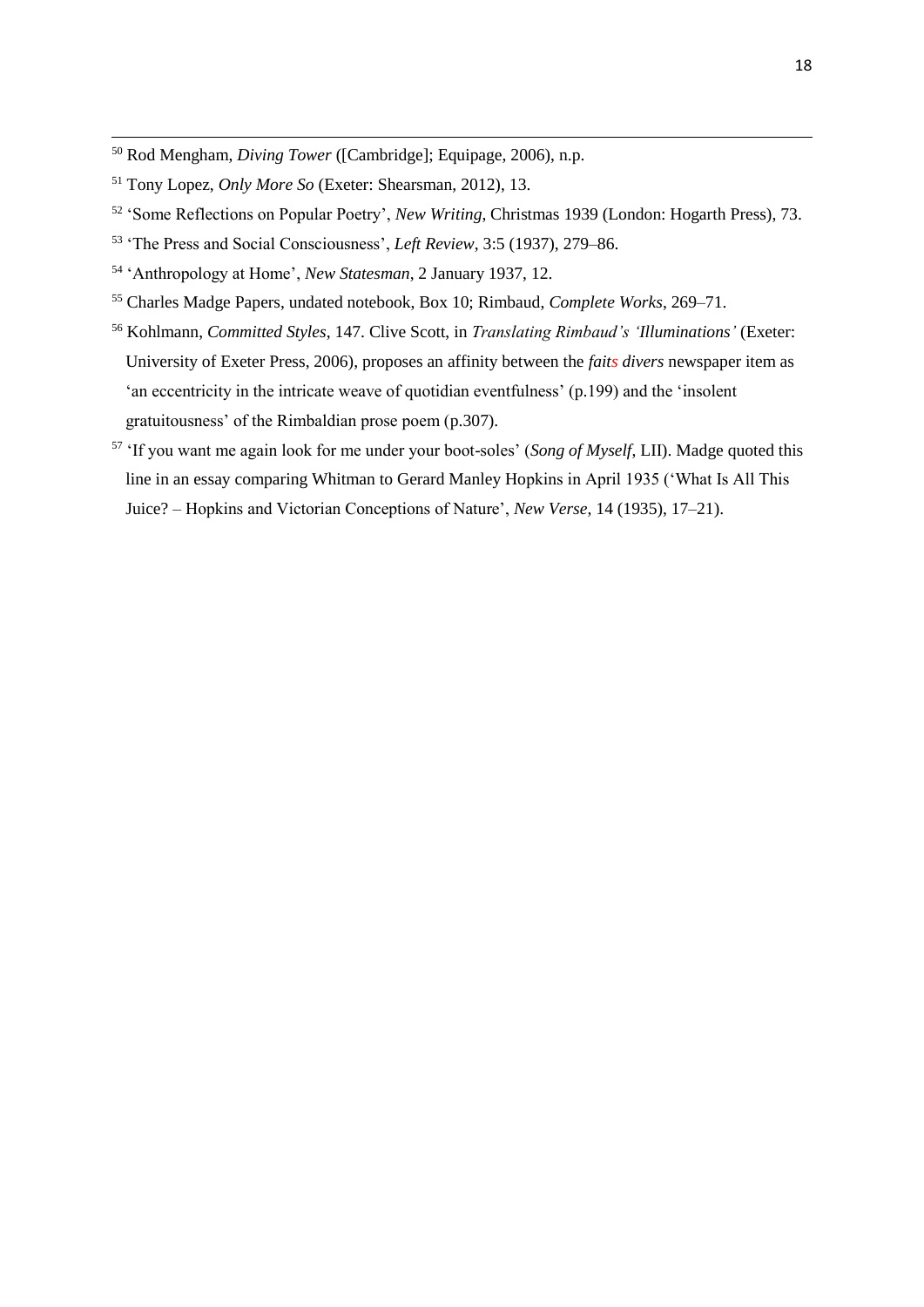[50] Rod Mengham, *Diving Tower* ([Cambridge]; Equipage, 2006), n.p.

[51] Tony Lopez, *Only More So* (Exeter: Shearsman, 2012), 13.

[52] 'Some Reflections on Popular Poetry', *New Writing*, Christmas 1939 (London: Hogarth Press), 73.

[53] 'The Press and Social Consciousness', *Left Review*, 3:5 (1937), 279–86.

[54] 'Anthropology at Home', *New Statesman*, 2 January 1937, 12.

[55] Charles Madge Papers, undated notebook, Box 10; Rimbaud, *Complete Works*, 269–71.

[56] Kohlmann, *Committed Styles*, 147. Clive Scott, in *Translating Rimbaud's 'Illuminations'* (Exeter: University of Exeter Press, 2006), proposes an affinity between the *faits divers* newspaper item as 'an eccentricity in the intricate weave of quotidian eventfulness' (p.199) and the 'insolent gratuitousness' of the Rimbaldian prose poem (p.307).

[57] 'If you want me again look for me under your boot-soles' (*Song of Myself*, LII). Madge quoted this line in an essay comparing Whitman to Gerard Manley Hopkins in April 1935 ('What Is All This Juice? – Hopkins and Victorian Conceptions of Nature', *New Verse*, 14 (1935), 17–21).